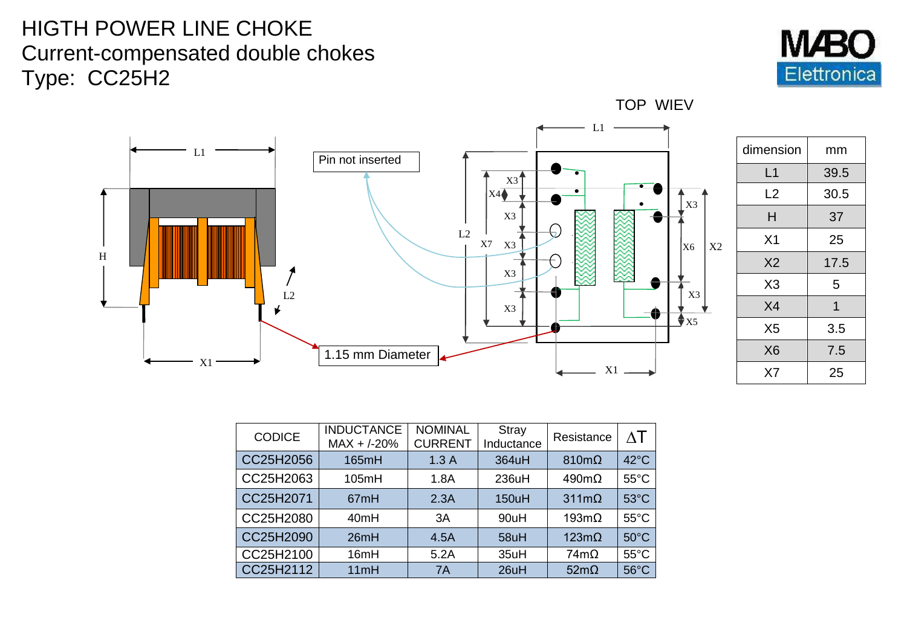# HIGTH POWER LINE CHOKE
## Current-compensated double chokes
## Type: CC25H2

MABO Elettronica

TOP WIEV

Pin not inserted

1.15 mm Diameter

| dimension | mm |
|---|---|
| L1 | 39.5 |
| L2 | 30.5 |
| H | 37 |
| X1 | 25 |
| X2 | 17.5 |
| X3 | 5 |
| X4 | 1 |
| X5 | 3.5 |
| X6 | 7.5 |
| X7 | 25 |

| CODICE | INDUCTANCE MAX + /-20% | NOMINAL CURRENT | Stray Inductance | Resistance | ΔT |
|---|---|---|---|---|---|
| CC25H2056 | 165mH | 1.3 A | 364uH | 810mΩ | 42°C |
| CC25H2063 | 105mH | 1.8A | 236uH | 490mΩ | 55°C |
| CC25H2071 | 67mH | 2.3A | 150uH | 311mΩ | 53°C |
| CC25H2080 | 40mH | 3A | 90uH | 193mΩ | 55°C |
| CC25H2090 | 26mH | 4.5A | 58uH | 123mΩ | 50°C |
| CC25H2100 | 16mH | 5.2A | 35uH | 74mΩ | 55°C |
| CC25H2112 | 11mH | 7A | 26uH | 52mΩ | 56°C |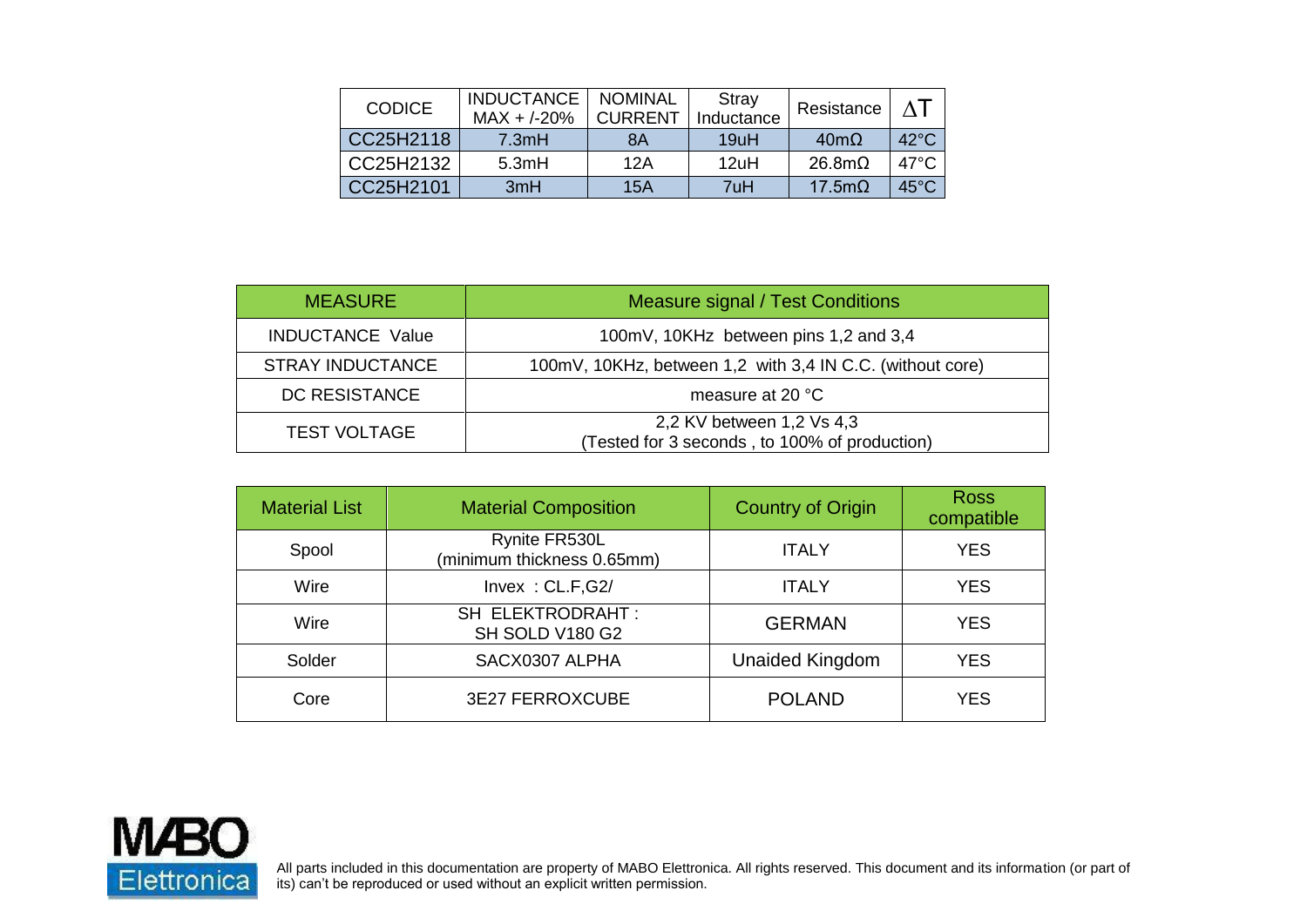| CODICE | INDUCTANCE MAX + /-20% | NOMINAL CURRENT | Stray Inductance | Resistance | ΔT |
|---|---|---|---|---|---|
| CC25H2118 | 7.3mH | 8A | 19uH | 40mΩ | 42°C |
| CC25H2132 | 5.3mH | 12A | 12uH | 26.8mΩ | 47°C |
| CC25H2101 | 3mH | 15A | 7uH | 17.5mΩ | 45°C |

| MEASURE | Measure signal / Test Conditions |
|---|---|
| INDUCTANCE Value | 100mV, 10KHz between pins 1,2 and 3,4 |
| STRAY INDUCTANCE | 100mV, 10KHz, between 1,2 with 3,4 IN C.C. (without core) |
| DC RESISTANCE | measure at 20 °C |
| TEST VOLTAGE | 2,2 KV between 1,2 Vs 4,3<br>(Tested for 3 seconds , to 100% of production) |

| Material List | Material Composition | Country of Origin | Ross compatible |
|---|---|---|---|
| Spool | Rynite FR530L<br>(minimum thickness 0.65mm) | ITALY | YES |
| Wire | Invex : CL.F,G2/ | ITALY | YES |
| Wire | SH ELEKTRODRAHT :<br>SH SOLD V180 G2 | GERMAN | YES |
| Solder | SACX0307 ALPHA | Unaided Kingdom | YES |
| Core | 3E27 FERROXCUBE | POLAND | YES |

MABO Elettronica

All parts included in this documentation are property of MABO Elettronica. All rights reserved. This document and its information (or part of its) can't be reproduced or used without an explicit written permission.